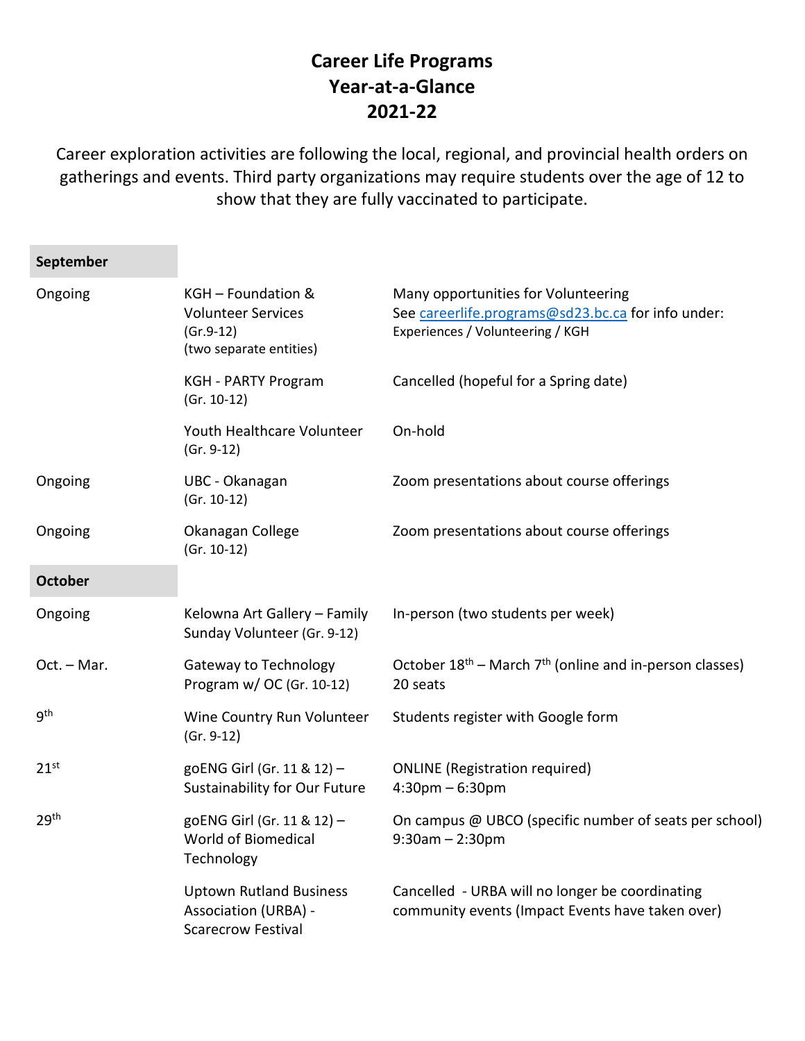# Career Life Programs
# Year-at-a-Glance
# 2021-22

Career exploration activities are following the local, regional, and provincial health orders on gatherings and events. Third party organizations may require students over the age of 12 to show that they are fully vaccinated to participate.

| **September** | | |
|---|---|---|
| Ongoing | KGH – Foundation & Volunteer Services (Gr.9-12) (two separate entities) | Many opportunities for Volunteering See [careerlife.programs@sd23.bc.ca](mailto:careerlife.programs@sd23.bc.ca) for info under: Experiences / Volunteering / KGH |
| | KGH - PARTY Program (Gr. 10-12) | Cancelled (hopeful for a Spring date) |
| | Youth Healthcare Volunteer (Gr. 9-12) | On-hold |
| Ongoing | UBC - Okanagan (Gr. 10-12) | Zoom presentations about course offerings |
| Ongoing | Okanagan College (Gr. 10-12) | Zoom presentations about course offerings |
| **October** | | |
| Ongoing | Kelowna Art Gallery – Family Sunday Volunteer (Gr. 9-12) | In-person (two students per week) |
| Oct. – Mar. | Gateway to Technology Program w/ OC (Gr. 10-12) | October 18th – March 7th (online and in-person classes) 20 seats |
| 9th | Wine Country Run Volunteer (Gr. 9-12) | Students register with Google form |
| 21st | goENG Girl (Gr. 11 & 12) – Sustainability for Our Future | ONLINE (Registration required) 4:30pm – 6:30pm |
| 29th | goENG Girl (Gr. 11 & 12) – World of Biomedical Technology | On campus @ UBCO (specific number of seats per school) 9:30am – 2:30pm |
| | Uptown Rutland Business Association (URBA) - Scarecrow Festival | Cancelled - URBA will no longer be coordinating community events (Impact Events have taken over) |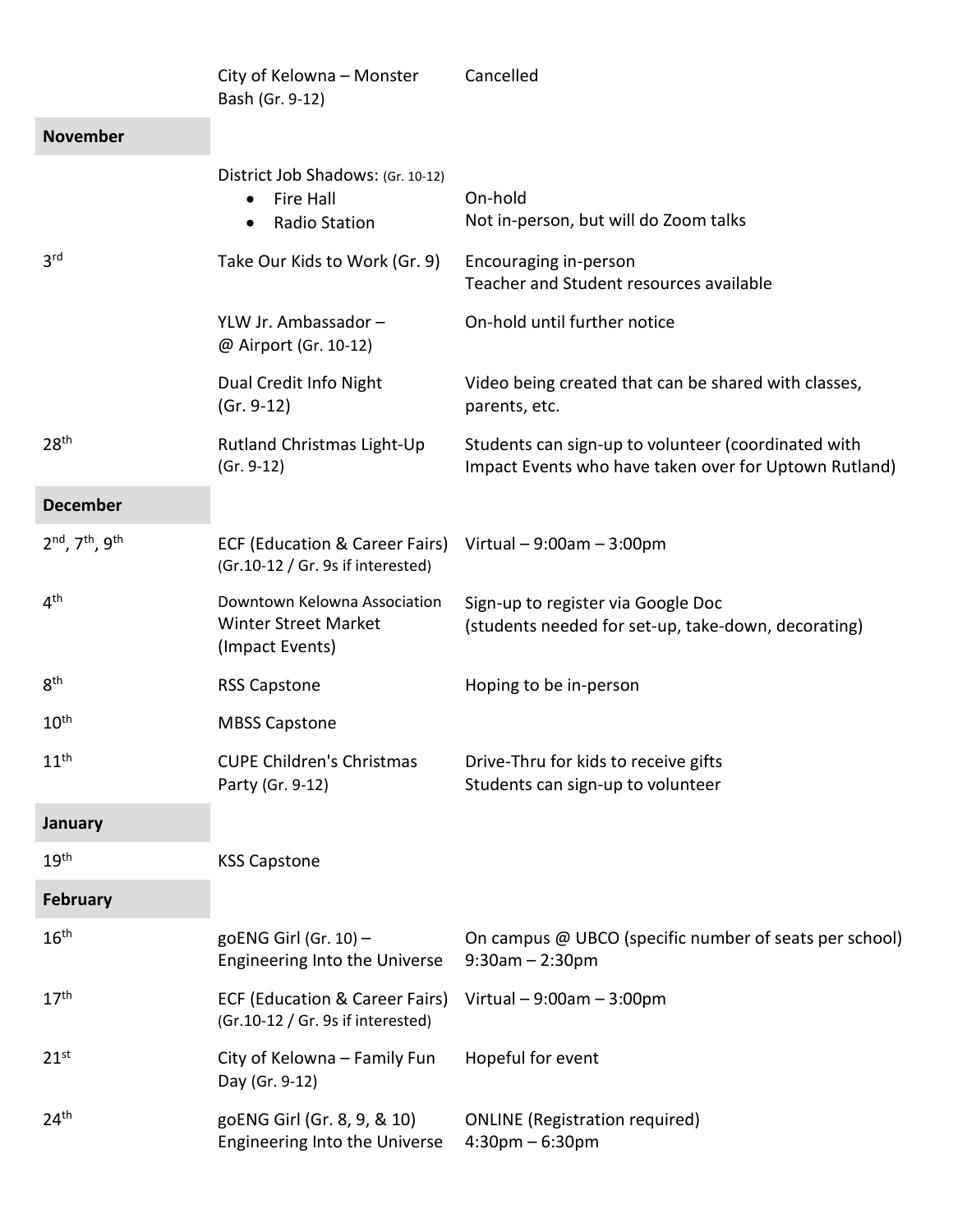| | | |
|---|---|---|
| | City of Kelowna – Monster Bash (Gr. 9-12) | Cancelled |
| **November** | | |
| | District Job Shadows: (Gr. 10-12)<br>• Fire Hall<br>• Radio Station | On-hold<br>Not in-person, but will do Zoom talks |
| 3rd | Take Our Kids to Work (Gr. 9) | Encouraging in-person<br>Teacher and Student resources available |
| | YLW Jr. Ambassador – @ Airport (Gr. 10-12) | On-hold until further notice |
| | Dual Credit Info Night (Gr. 9-12) | Video being created that can be shared with classes, parents, etc. |
| 28th | Rutland Christmas Light-Up (Gr. 9-12) | Students can sign-up to volunteer (coordinated with Impact Events who have taken over for Uptown Rutland) |
| **December** | | |
| 2nd, 7th, 9th | ECF (Education & Career Fairs) (Gr.10-12 / Gr. 9s if interested) | Virtual – 9:00am – 3:00pm |
| 4th | Downtown Kelowna Association Winter Street Market (Impact Events) | Sign-up to register via Google Doc (students needed for set-up, take-down, decorating) |
| 8th | RSS Capstone | Hoping to be in-person |
| 10th | MBSS Capstone | |
| 11th | CUPE Children's Christmas Party (Gr. 9-12) | Drive-Thru for kids to receive gifts<br>Students can sign-up to volunteer |
| **January** | | |
| 19th | KSS Capstone | |
| **February** | | |
| 16th | goENG Girl (Gr. 10) – Engineering Into the Universe | On campus @ UBCO (specific number of seats per school)<br>9:30am – 2:30pm |
| 17th | ECF (Education & Career Fairs) (Gr.10-12 / Gr. 9s if interested) | Virtual – 9:00am – 3:00pm |
| 21st | City of Kelowna – Family Fun Day (Gr. 9-12) | Hopeful for event |
| 24th | goENG Girl (Gr. 8, 9, & 10) Engineering Into the Universe | ONLINE (Registration required)<br>4:30pm – 6:30pm |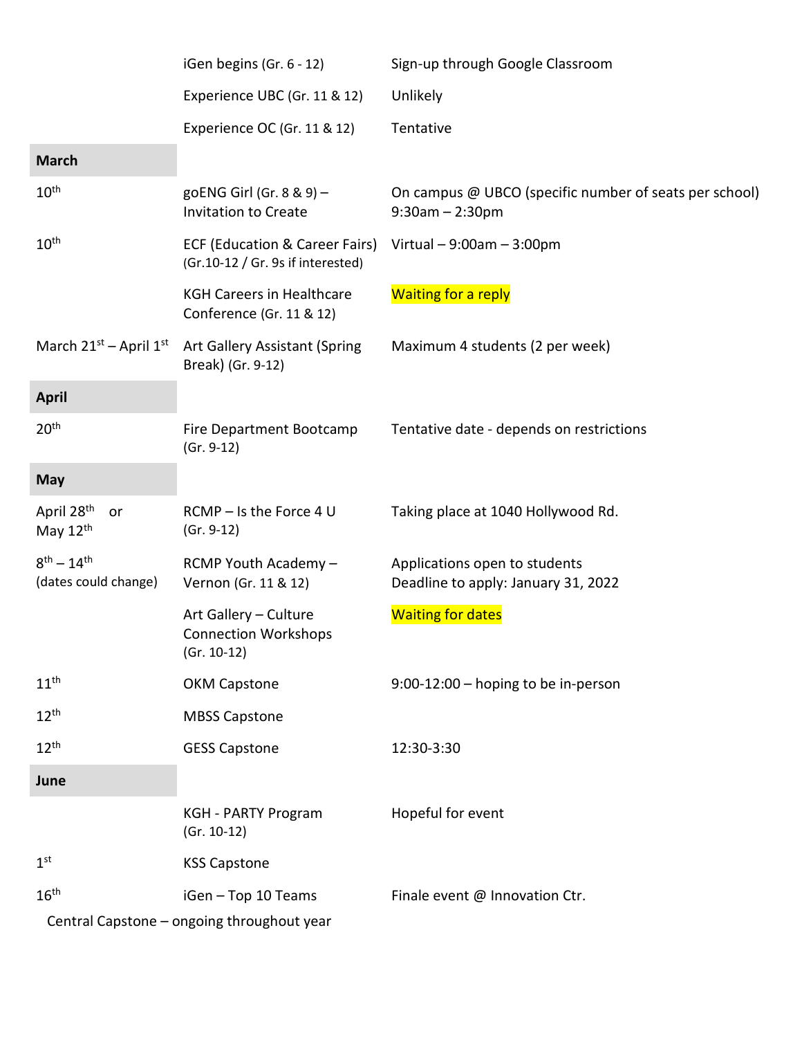| | | |
|---|---|---|
| | iGen begins (Gr. 6 - 12) | Sign-up through Google Classroom |
| | Experience UBC (Gr. 11 & 12) | Unlikely |
| | Experience OC (Gr. 11 & 12) | Tentative |
| **March** | | |
| 10th | goENG Girl (Gr. 8 & 9) – Invitation to Create | On campus @ UBCO (specific number of seats per school) 9:30am – 2:30pm |
| 10th | ECF (Education & Career Fairs) (Gr.10-12 / Gr. 9s if interested) | Virtual – 9:00am – 3:00pm |
| | KGH Careers in Healthcare Conference (Gr. 11 & 12) | Waiting for a reply |
| March 21st – April 1st | Art Gallery Assistant (Spring Break) (Gr. 9-12) | Maximum 4 students (2 per week) |
| **April** | | |
| 20th | Fire Department Bootcamp (Gr. 9-12) | Tentative date - depends on restrictions |
| **May** | | |
| April 28th or May 12th | RCMP – Is the Force 4 U (Gr. 9-12) | Taking place at 1040 Hollywood Rd. |
| 8th – 14th (dates could change) | RCMP Youth Academy – Vernon (Gr. 11 & 12) | Applications open to students Deadline to apply: January 31, 2022 |
| | Art Gallery – Culture Connection Workshops (Gr. 10-12) | Waiting for dates |
| 11th | OKM Capstone | 9:00-12:00 – hoping to be in-person |
| 12th | MBSS Capstone | |
| 12th | GESS Capstone | 12:30-3:30 |
| **June** | | |
| | KGH - PARTY Program (Gr. 10-12) | Hopeful for event |
| 1st | KSS Capstone | |
| 16th | iGen – Top 10 Teams | Finale event @ Innovation Ctr. |

Central Capstone – ongoing throughout year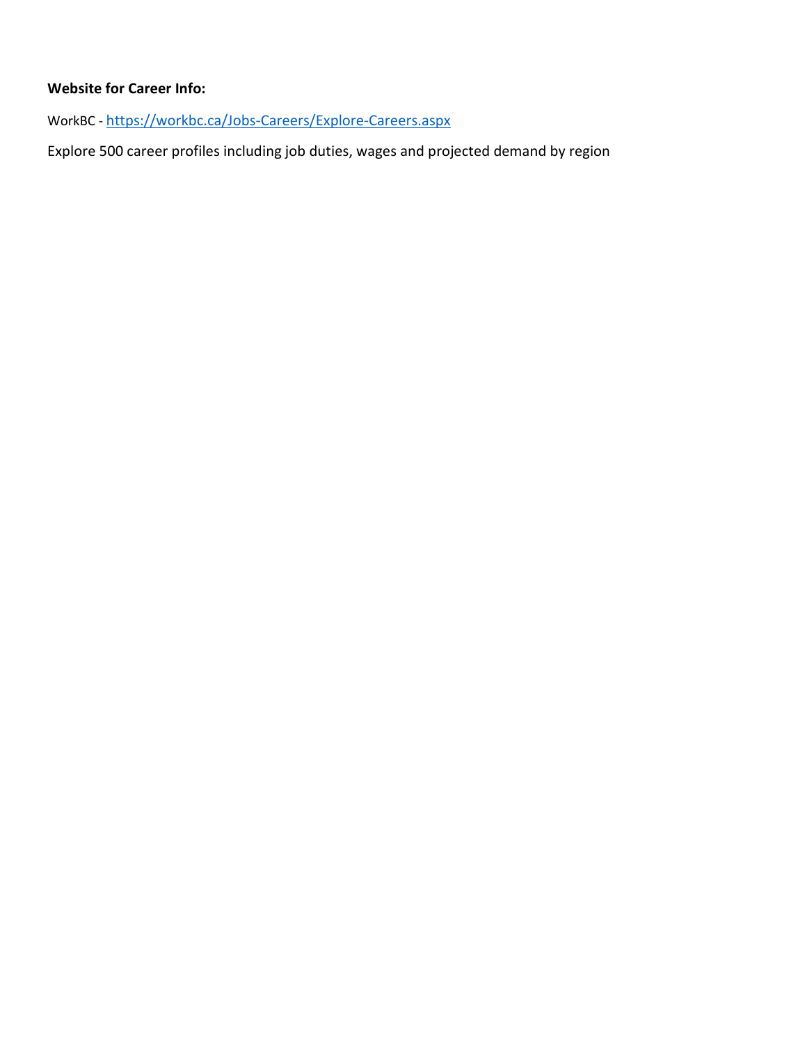**Website for Career Info:**

WorkBC - [https://workbc.ca/Jobs-Careers/Explore-Careers.aspx](https://workbc.ca/Jobs-Careers/Explore-Careers.aspx)

Explore 500 career profiles including job duties, wages and projected demand by region